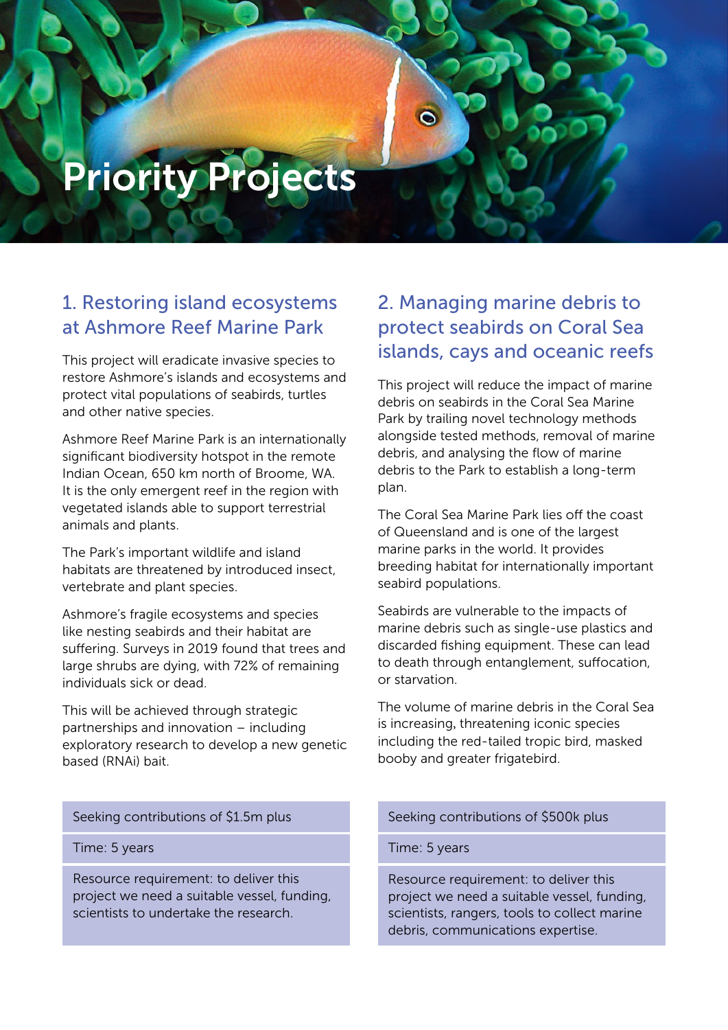# Priority Projects

## 1. Restoring island ecosystems at Ashmore Reef Marine Park

This project will eradicate invasive species to restore Ashmore's islands and ecosystems and protect vital populations of seabirds, turtles and other native species.

Ashmore Reef Marine Park is an internationally significant biodiversity hotspot in the remote Indian Ocean, 650 km north of Broome, WA. It is the only emergent reef in the region with vegetated islands able to support terrestrial animals and plants.

The Park's important wildlife and island habitats are threatened by introduced insect, vertebrate and plant species.

Ashmore's fragile ecosystems and species like nesting seabirds and their habitat are suffering. Surveys in 2019 found that trees and large shrubs are dying, with 72% of remaining individuals sick or dead.

This will be achieved through strategic partnerships and innovation – including exploratory research to develop a new genetic based (RNAi) bait.

| Seeking contributions of $1.5m plus |
|---|
| Time: 5 years |
| Resource requirement: to deliver this project we need a suitable vessel, funding, scientists to undertake the research. |

## 2. Managing marine debris to protect seabirds on Coral Sea islands, cays and oceanic reefs

This project will reduce the impact of marine debris on seabirds in the Coral Sea Marine Park by trailing novel technology methods alongside tested methods, removal of marine debris, and analysing the flow of marine debris to the Park to establish a long-term plan.

The Coral Sea Marine Park lies off the coast of Queensland and is one of the largest marine parks in the world. It provides breeding habitat for internationally important seabird populations.

Seabirds are vulnerable to the impacts of marine debris such as single-use plastics and discarded fishing equipment. These can lead to death through entanglement, suffocation, or starvation.

The volume of marine debris in the Coral Sea is increasing, threatening iconic species including the red-tailed tropic bird, masked booby and greater frigatebird.

| Seeking contributions of $500k plus |
|---|
| Time: 5 years |
| Resource requirement: to deliver this project we need a suitable vessel, funding, scientists, rangers, tools to collect marine debris, communications expertise. |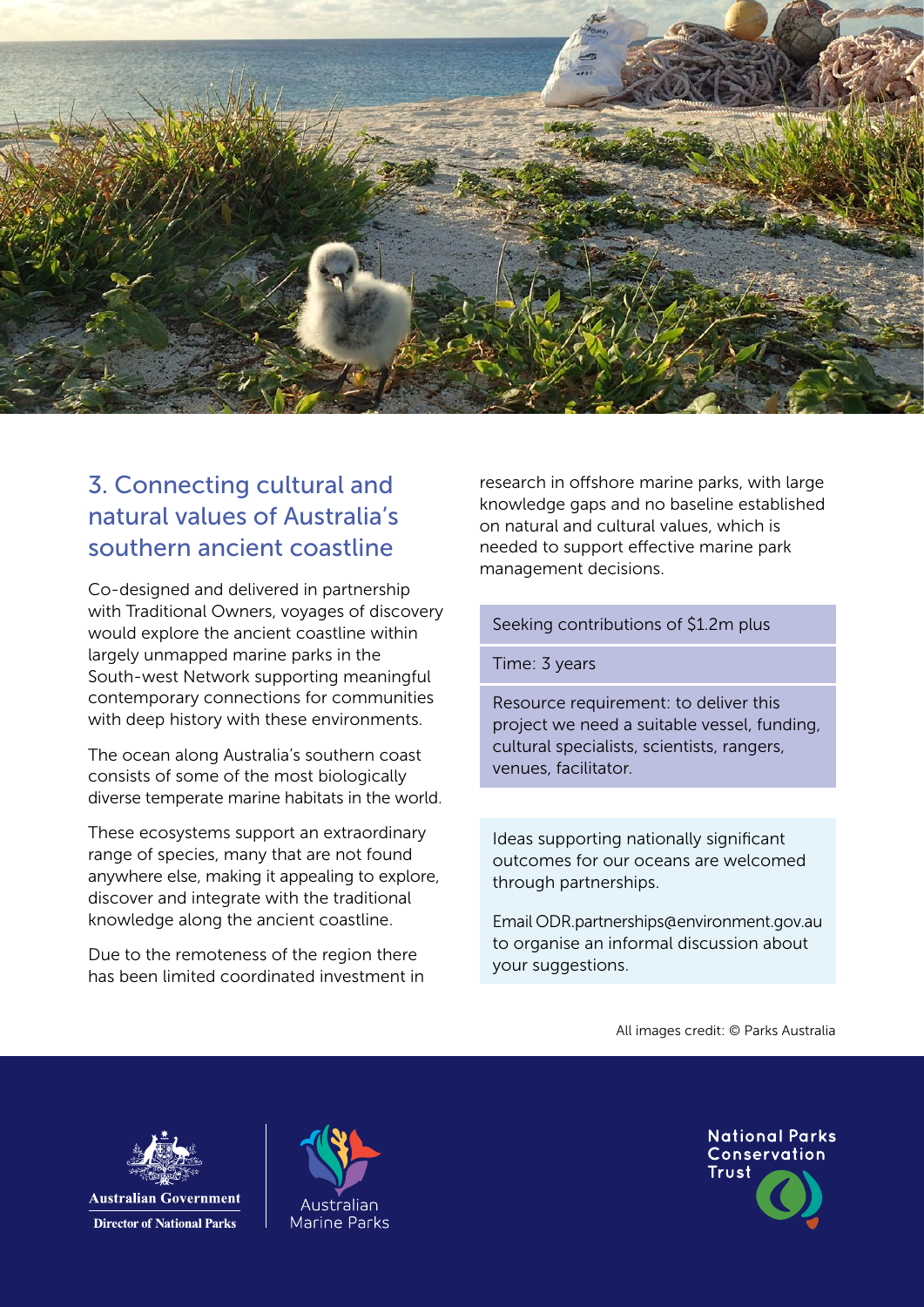## 3. Connecting cultural and natural values of Australia's southern ancient coastline

Co-designed and delivered in partnership with Traditional Owners, voyages of discovery would explore the ancient coastline within largely unmapped marine parks in the South-west Network supporting meaningful contemporary connections for communities with deep history with these environments.

The ocean along Australia's southern coast consists of some of the most biologically diverse temperate marine habitats in the world.

These ecosystems support an extraordinary range of species, many that are not found anywhere else, making it appealing to explore, discover and integrate with the traditional knowledge along the ancient coastline.

Due to the remoteness of the region there has been limited coordinated investment in research in offshore marine parks, with large knowledge gaps and no baseline established on natural and cultural values, which is needed to support effective marine park management decisions.

Seeking contributions of $1.2m plus

Time: 3 years

Resource requirement: to deliver this project we need a suitable vessel, funding, cultural specialists, scientists, rangers, venues, facilitator.

Ideas supporting nationally significant outcomes for our oceans are welcomed through partnerships.

Email ODR.partnerships@environment.gov.au to organise an informal discussion about your suggestions.

All images credit: © Parks Australia

Australian Government
Director of National Parks

Australian Marine Parks

National Parks Conservation Trust